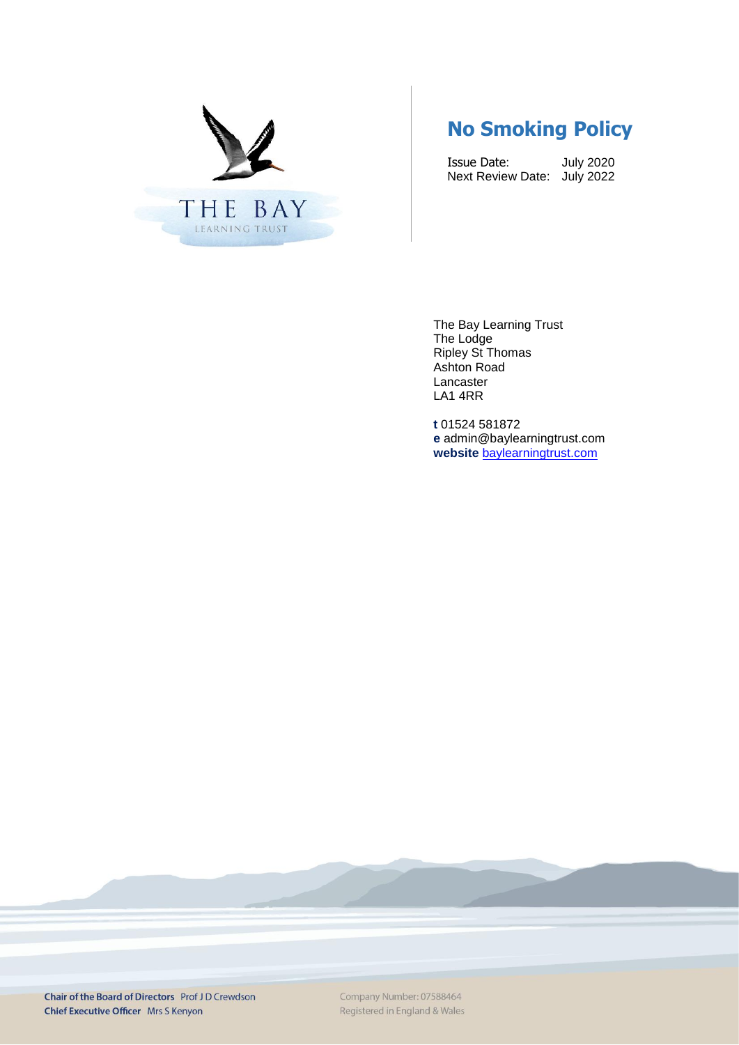THE BAY
LEARNING TRUST

# No Smoking Policy

Issue Date: July 2020
Next Review Date: July 2022

The Bay Learning Trust
The Lodge
Ripley St Thomas
Ashton Road
Lancaster
LA1 4RR

**t** 01524 581872
**e** admin@baylearningtrust.com
**website** baylearningtrust.com

**Chair of the Board of Directors** Prof J D Crewdson
**Chief Executive Officer** Mrs S Kenyon

Company Number: 07588464
Registered in England & Wales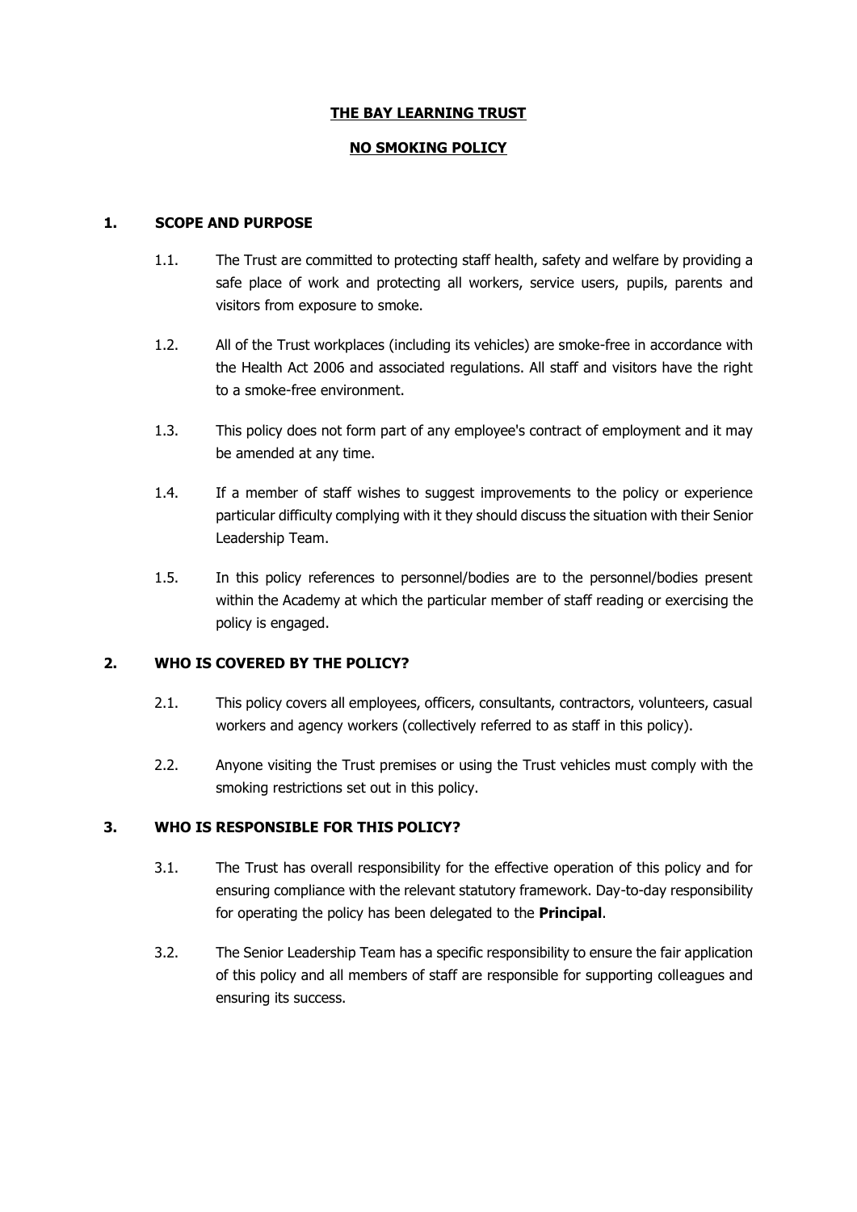# THE BAY LEARNING TRUST

## NO SMOKING POLICY

### 1. SCOPE AND PURPOSE

1.1. The Trust are committed to protecting staff health, safety and welfare by providing a safe place of work and protecting all workers, service users, pupils, parents and visitors from exposure to smoke.

1.2. All of the Trust workplaces (including its vehicles) are smoke-free in accordance with the Health Act 2006 and associated regulations. All staff and visitors have the right to a smoke-free environment.

1.3. This policy does not form part of any employee's contract of employment and it may be amended at any time.

1.4. If a member of staff wishes to suggest improvements to the policy or experience particular difficulty complying with it they should discuss the situation with their Senior Leadership Team.

1.5. In this policy references to personnel/bodies are to the personnel/bodies present within the Academy at which the particular member of staff reading or exercising the policy is engaged.

### 2. WHO IS COVERED BY THE POLICY?

2.1. This policy covers all employees, officers, consultants, contractors, volunteers, casual workers and agency workers (collectively referred to as staff in this policy).

2.2. Anyone visiting the Trust premises or using the Trust vehicles must comply with the smoking restrictions set out in this policy.

### 3. WHO IS RESPONSIBLE FOR THIS POLICY?

3.1. The Trust has overall responsibility for the effective operation of this policy and for ensuring compliance with the relevant statutory framework. Day-to-day responsibility for operating the policy has been delegated to the **Principal**.

3.2. The Senior Leadership Team has a specific responsibility to ensure the fair application of this policy and all members of staff are responsible for supporting colleagues and ensuring its success.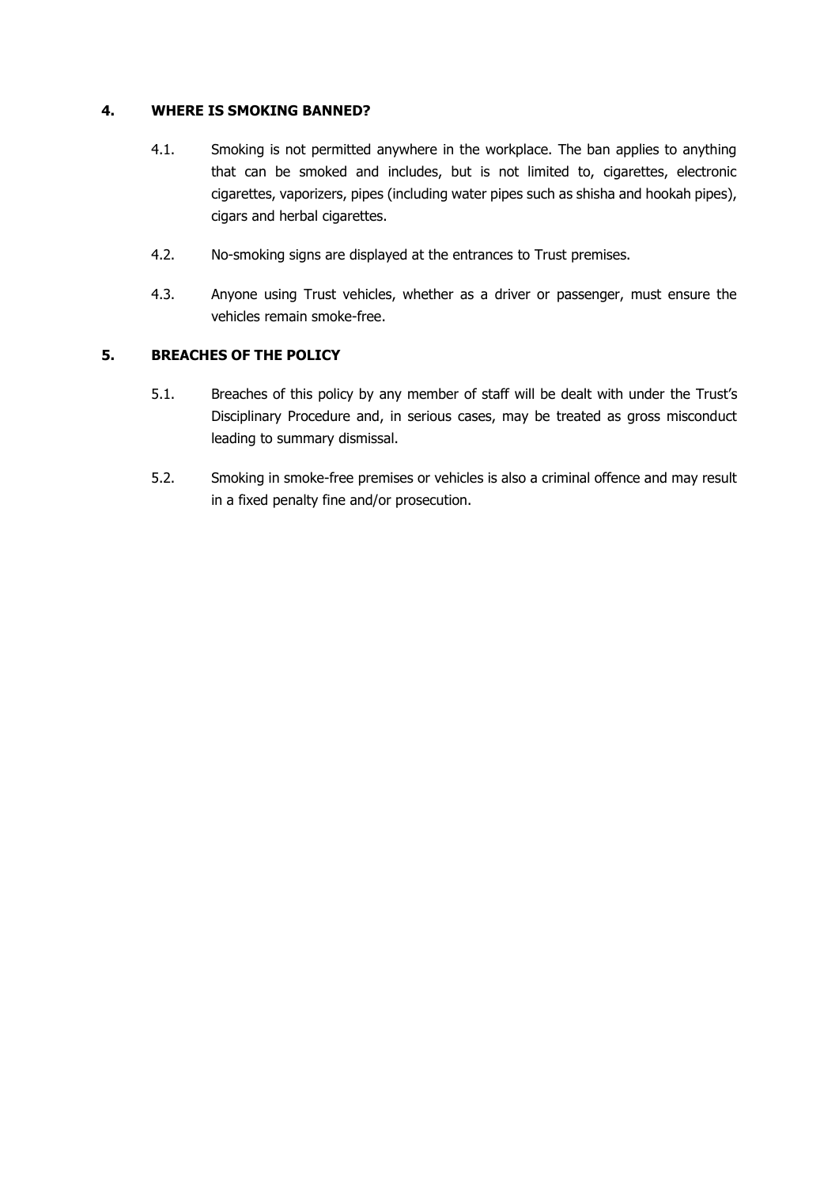## 4. WHERE IS SMOKING BANNED?

4.1. Smoking is not permitted anywhere in the workplace. The ban applies to anything that can be smoked and includes, but is not limited to, cigarettes, electronic cigarettes, vaporizers, pipes (including water pipes such as shisha and hookah pipes), cigars and herbal cigarettes.

4.2. No-smoking signs are displayed at the entrances to Trust premises.

4.3. Anyone using Trust vehicles, whether as a driver or passenger, must ensure the vehicles remain smoke-free.

## 5. BREACHES OF THE POLICY

5.1. Breaches of this policy by any member of staff will be dealt with under the Trust's Disciplinary Procedure and, in serious cases, may be treated as gross misconduct leading to summary dismissal.

5.2. Smoking in smoke-free premises or vehicles is also a criminal offence and may result in a fixed penalty fine and/or prosecution.